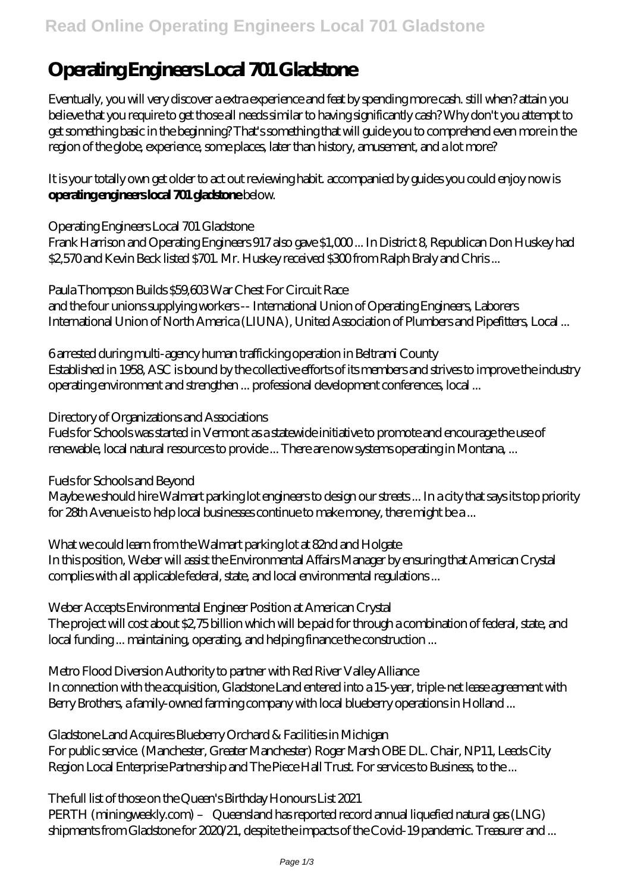# Operating Engineers Local 701 Gladstone

Eventually, you will very discover a extra experience and feat by spending more cash. still when? attain you believe that you require to get those all needs similar to having significantly cash? Why don't you attempt to get something basic in the beginning? That's something that will guide you to comprehend even more in the region of the globe, experience, some places, later than history, amusement, and a lot more?

It is your totally own get older to act out reviewing habit. accompanied by guides you could enjoy now is **operating engineers local 701 gladstone** below.

*Operating Engineers Local 701 Gladstone*

Frank Harrison and Operating Engineers 917 also gave $1,000 ... In District 8, Republican Don Huskey had $2,570 and Kevin Beck listed $701. Mr. Huskey received $300 from Ralph Braly and Chris ...

*Paula Thompson Builds $59,603 War Chest For Circuit Race*

and the four unions supplying workers -- International Union of Operating Engineers, Laborers International Union of North America (LIUNA), United Association of Plumbers and Pipefitters, Local ...

*6 arrested during multi-agency human trafficking operation in Beltrami County*

Established in 1958, ASC is bound by the collective efforts of its members and strives to improve the industry operating environment and strengthen ... professional development conferences, local ...

*Directory of Organizations and Associations*

Fuels for Schools was started in Vermont as a statewide initiative to promote and encourage the use of renewable, local natural resources to provide ... There are now systems operating in Montana, ...

*Fuels for Schools and Beyond*

Maybe we should hire Walmart parking lot engineers to design our streets ... In a city that says its top priority for 28th Avenue is to help local businesses continue to make money, there might be a ...

*What we could learn from the Walmart parking lot at 82nd and Holgate*

In this position, Weber will assist the Environmental Affairs Manager by ensuring that American Crystal complies with all applicable federal, state, and local environmental regulations ...

*Weber Accepts Environmental Engineer Position at American Crystal*

The project will cost about $2.75 billion which will be paid for through a combination of federal, state, and local funding ... maintaining, operating, and helping finance the construction ...

*Metro Flood Diversion Authority to partner with Red River Valley Alliance*

In connection with the acquisition, Gladstone Land entered into a 15-year, triple-net lease agreement with Berry Brothers, a family-owned farming company with local blueberry operations in Holland ...

*Gladstone Land Acquires Blueberry Orchard & Facilities in Michigan*

For public service. (Manchester, Greater Manchester) Roger Marsh OBE DL. Chair, NP11, Leeds City Region Local Enterprise Partnership and The Piece Hall Trust. For services to Business, to the ...

*The full list of those on the Queen's Birthday Honours List 2021*

PERTH (miningweekly.com) – Queensland has reported record annual liquefied natural gas (LNG) shipments from Gladstone for 2020/21, despite the impacts of the Covid-19 pandemic. Treasurer and ...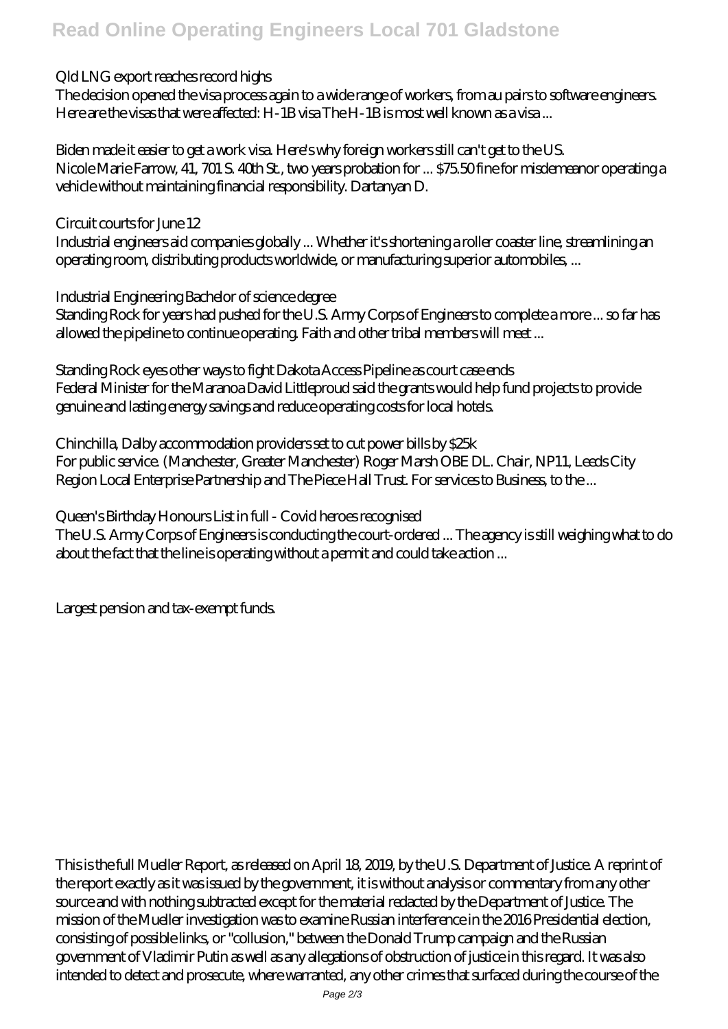Qld LNG export reaches record highs

The decision opened the visa process again to a wide range of workers, from au pairs to software engineers. Here are the visas that were affected: H-1B visa The H-1B is most well known as a visa ...

Biden made it easier to get a work visa. Here's why foreign workers still can't get to the US.

Nicole Marie Farrow, 41, 701 S. 40th St., two years probation for ... $75.50 fine for misdemeanor operating a vehicle without maintaining financial responsibility. Dartanyan D.

Circuit courts for June 12

Industrial engineers aid companies globally ... Whether it's shortening a roller coaster line, streamlining an operating room, distributing products worldwide, or manufacturing superior automobiles, ...

Industrial Engineering Bachelor of science degree

Standing Rock for years had pushed for the U.S. Army Corps of Engineers to complete a more ... so far has allowed the pipeline to continue operating. Faith and other tribal members will meet ...

Standing Rock eyes other ways to fight Dakota Access Pipeline as court case ends

Federal Minister for the Maranoa David Littleproud said the grants would help fund projects to provide genuine and lasting energy savings and reduce operating costs for local hotels.

Chinchilla, Dalby accommodation providers set to cut power bills by $25k

For public service. (Manchester, Greater Manchester) Roger Marsh OBE DL. Chair, NP11, Leeds City Region Local Enterprise Partnership and The Piece Hall Trust. For services to Business, to the ...

Queen's Birthday Honours List in full - Covid heroes recognised

The U.S. Army Corps of Engineers is conducting the court-ordered ... The agency is still weighing what to do about the fact that the line is operating without a permit and could take action ...

Largest pension and tax-exempt funds.

This is the full Mueller Report, as released on April 18, 2019, by the U.S. Department of Justice. A reprint of the report exactly as it was issued by the government, it is without analysis or commentary from any other source and with nothing subtracted except for the material redacted by the Department of Justice. The mission of the Mueller investigation was to examine Russian interference in the 2016 Presidential election, consisting of possible links, or "collusion," between the Donald Trump campaign and the Russian government of Vladimir Putin as well as any allegations of obstruction of justice in this regard. It was also intended to detect and prosecute, where warranted, any other crimes that surfaced during the course of the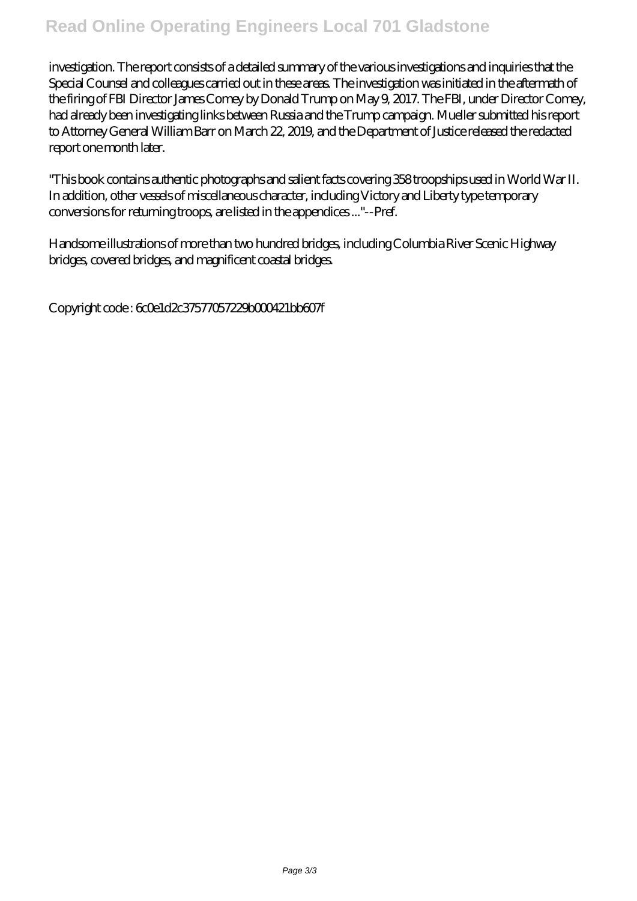investigation. The report consists of a detailed summary of the various investigations and inquiries that the Special Counsel and colleagues carried out in these areas. The investigation was initiated in the aftermath of the firing of FBI Director James Comey by Donald Trump on May 9, 2017. The FBI, under Director Comey, had already been investigating links between Russia and the Trump campaign. Mueller submitted his report to Attorney General William Barr on March 22, 2019, and the Department of Justice released the redacted report one month later.

"This book contains authentic photographs and salient facts covering 358 troopships used in World War II. In addition, other vessels of miscellaneous character, including Victory and Liberty type temporary conversions for returning troops, are listed in the appendices ..."--Pref.

Handsome illustrations of more than two hundred bridges, including Columbia River Scenic Highway bridges, covered bridges, and magnificent coastal bridges.

Copyright code : 6c0e1d2c37577057229b000421bb607f